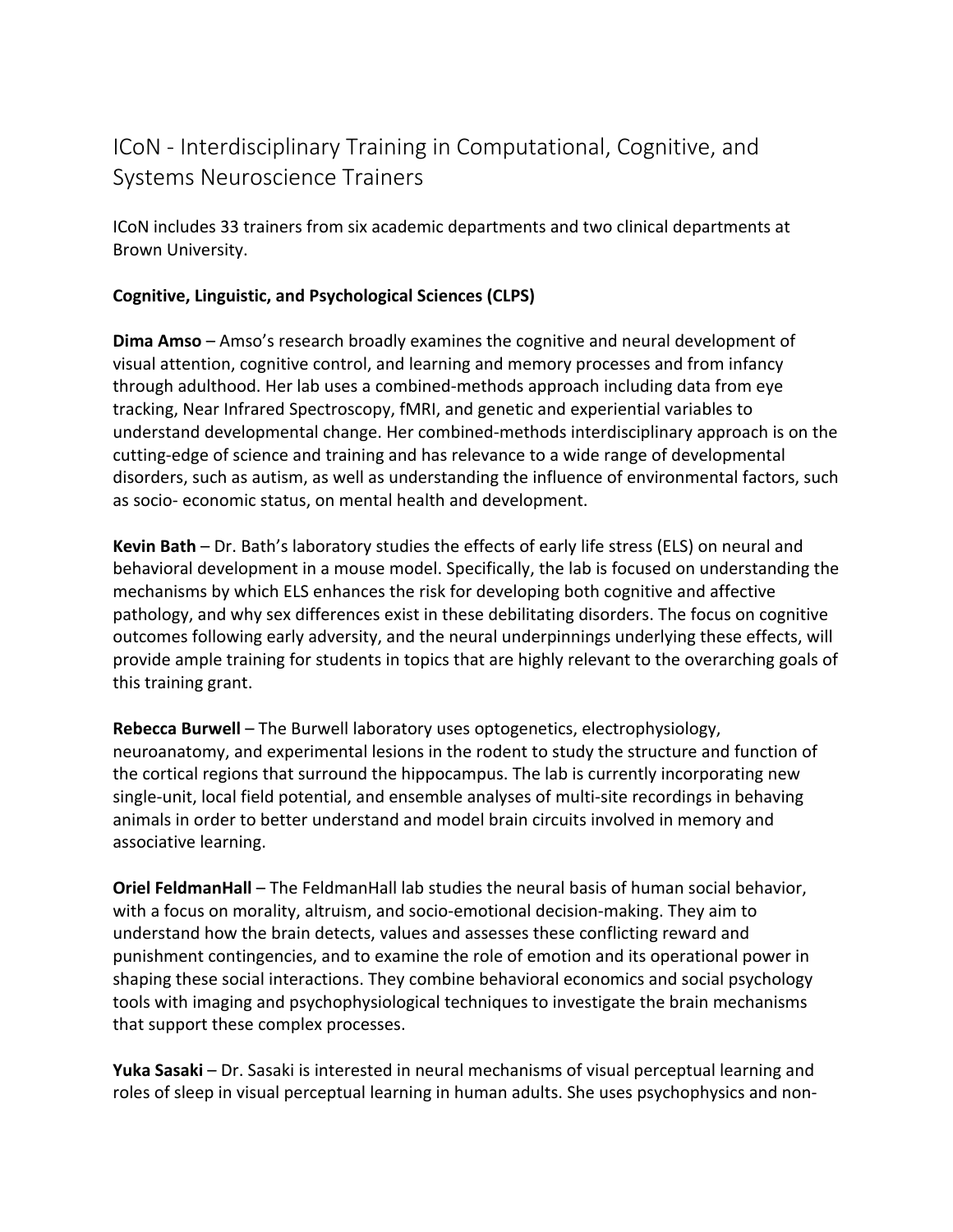# ICoN - Interdisciplinary Training in Computational, Cognitive, and Systems Neuroscience Trainers

ICoN includes 33 trainers from six academic departments and two clinical departments at Brown University.

**Cognitive, Linguistic, and Psychological Sciences (CLPS)**

**Dima Amso** – Amso's research broadly examines the cognitive and neural development of visual attention, cognitive control, and learning and memory processes and from infancy through adulthood. Her lab uses a combined-methods approach including data from eye tracking, Near Infrared Spectroscopy, fMRI, and genetic and experiential variables to understand developmental change. Her combined-methods interdisciplinary approach is on the cutting-edge of science and training and has relevance to a wide range of developmental disorders, such as autism, as well as understanding the influence of environmental factors, such as socio- economic status, on mental health and development.

**Kevin Bath** – Dr. Bath's laboratory studies the effects of early life stress (ELS) on neural and behavioral development in a mouse model. Specifically, the lab is focused on understanding the mechanisms by which ELS enhances the risk for developing both cognitive and affective pathology, and why sex differences exist in these debilitating disorders. The focus on cognitive outcomes following early adversity, and the neural underpinnings underlying these effects, will provide ample training for students in topics that are highly relevant to the overarching goals of this training grant.

**Rebecca Burwell** – The Burwell laboratory uses optogenetics, electrophysiology, neuroanatomy, and experimental lesions in the rodent to study the structure and function of the cortical regions that surround the hippocampus. The lab is currently incorporating new single-unit, local field potential, and ensemble analyses of multi-site recordings in behaving animals in order to better understand and model brain circuits involved in memory and associative learning.

**Oriel FeldmanHall** – The FeldmanHall lab studies the neural basis of human social behavior, with a focus on morality, altruism, and socio-emotional decision-making. They aim to understand how the brain detects, values and assesses these conflicting reward and punishment contingencies, and to examine the role of emotion and its operational power in shaping these social interactions. They combine behavioral economics and social psychology tools with imaging and psychophysiological techniques to investigate the brain mechanisms that support these complex processes.

**Yuka Sasaki** – Dr. Sasaki is interested in neural mechanisms of visual perceptual learning and roles of sleep in visual perceptual learning in human adults. She uses psychophysics and non-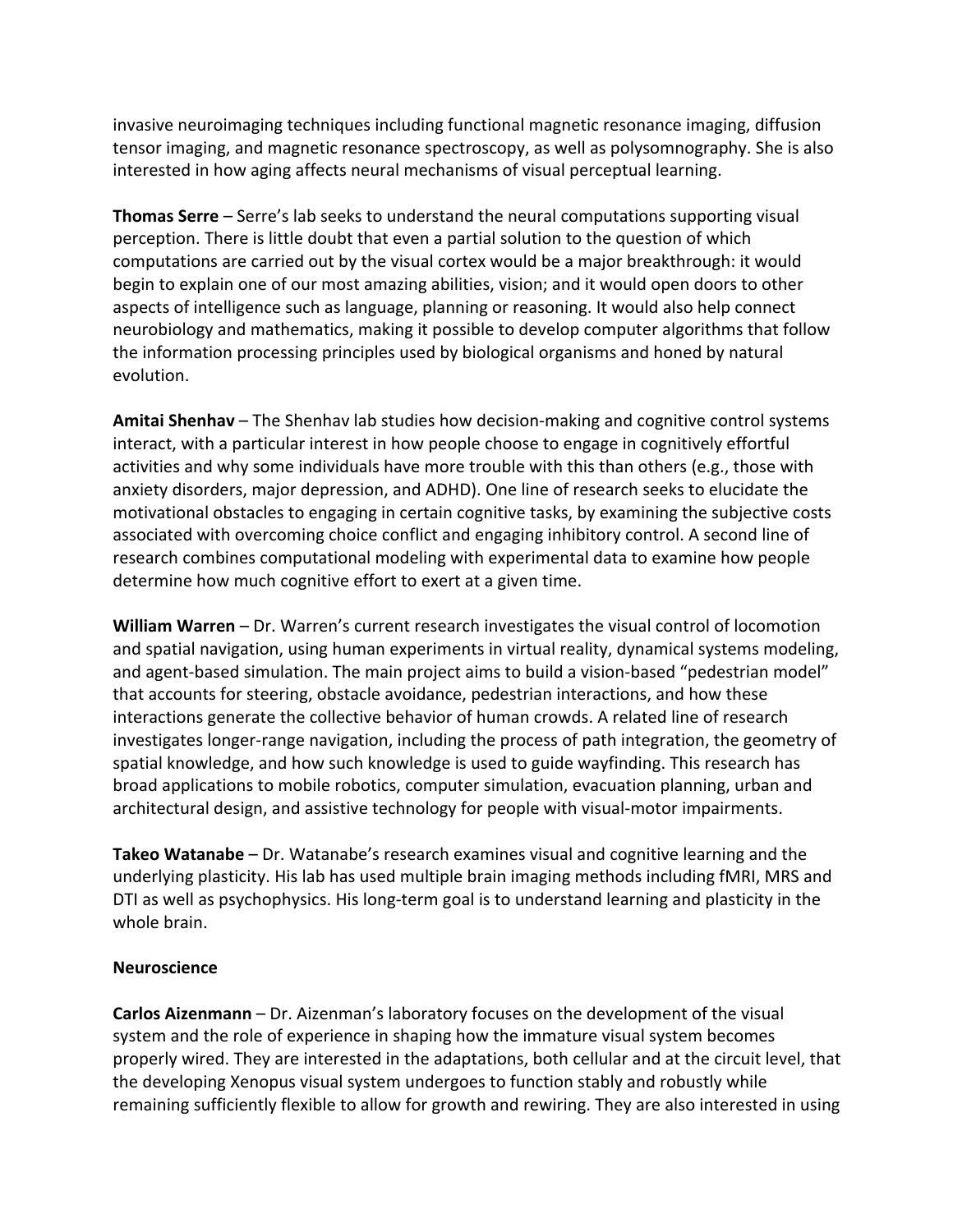invasive neuroimaging techniques including functional magnetic resonance imaging, diffusion tensor imaging, and magnetic resonance spectroscopy, as well as polysomnography. She is also interested in how aging affects neural mechanisms of visual perceptual learning.

**Thomas Serre** – Serre's lab seeks to understand the neural computations supporting visual perception. There is little doubt that even a partial solution to the question of which computations are carried out by the visual cortex would be a major breakthrough: it would begin to explain one of our most amazing abilities, vision; and it would open doors to other aspects of intelligence such as language, planning or reasoning. It would also help connect neurobiology and mathematics, making it possible to develop computer algorithms that follow the information processing principles used by biological organisms and honed by natural evolution.

**Amitai Shenhav** – The Shenhav lab studies how decision-making and cognitive control systems interact, with a particular interest in how people choose to engage in cognitively effortful activities and why some individuals have more trouble with this than others (e.g., those with anxiety disorders, major depression, and ADHD). One line of research seeks to elucidate the motivational obstacles to engaging in certain cognitive tasks, by examining the subjective costs associated with overcoming choice conflict and engaging inhibitory control. A second line of research combines computational modeling with experimental data to examine how people determine how much cognitive effort to exert at a given time.

**William Warren** – Dr. Warren's current research investigates the visual control of locomotion and spatial navigation, using human experiments in virtual reality, dynamical systems modeling, and agent-based simulation. The main project aims to build a vision-based "pedestrian model" that accounts for steering, obstacle avoidance, pedestrian interactions, and how these interactions generate the collective behavior of human crowds. A related line of research investigates longer-range navigation, including the process of path integration, the geometry of spatial knowledge, and how such knowledge is used to guide wayfinding. This research has broad applications to mobile robotics, computer simulation, evacuation planning, urban and architectural design, and assistive technology for people with visual-motor impairments.

**Takeo Watanabe** – Dr. Watanabe's research examines visual and cognitive learning and the underlying plasticity. His lab has used multiple brain imaging methods including fMRI, MRS and DTI as well as psychophysics. His long-term goal is to understand learning and plasticity in the whole brain.

**Neuroscience**

**Carlos Aizenmann** – Dr. Aizenman's laboratory focuses on the development of the visual system and the role of experience in shaping how the immature visual system becomes properly wired. They are interested in the adaptations, both cellular and at the circuit level, that the developing Xenopus visual system undergoes to function stably and robustly while remaining sufficiently flexible to allow for growth and rewiring. They are also interested in using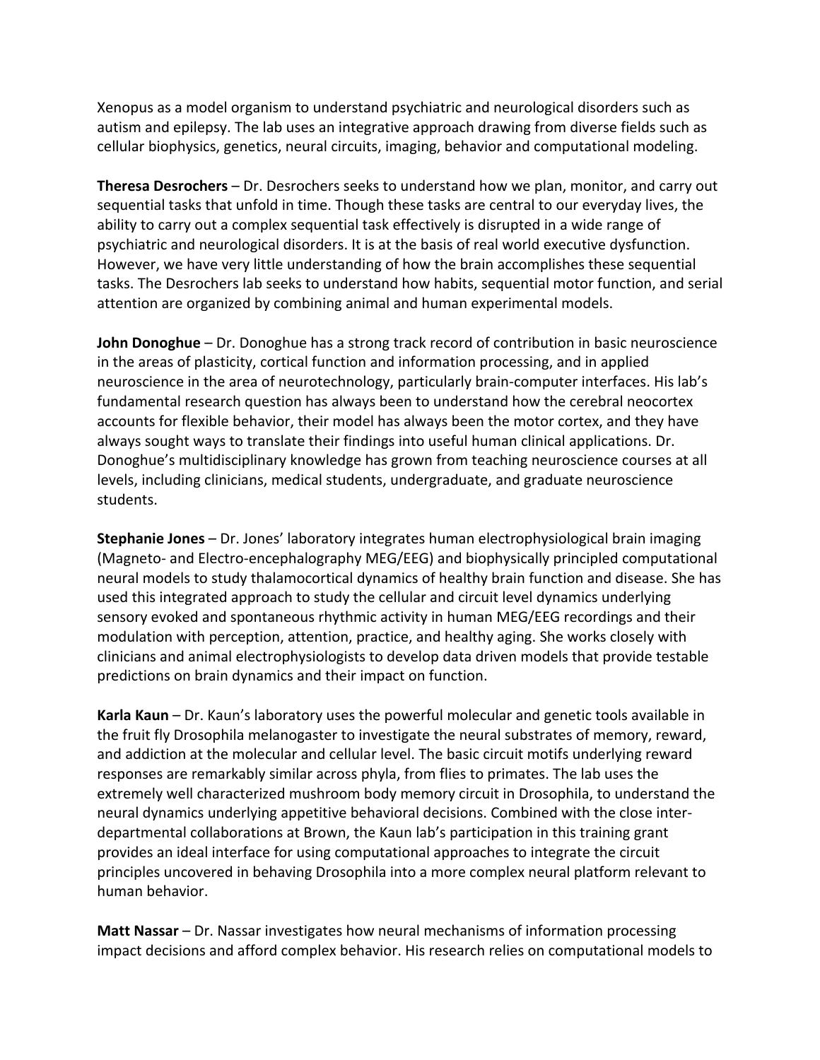Xenopus as a model organism to understand psychiatric and neurological disorders such as autism and epilepsy. The lab uses an integrative approach drawing from diverse fields such as cellular biophysics, genetics, neural circuits, imaging, behavior and computational modeling.

**Theresa Desrochers** – Dr. Desrochers seeks to understand how we plan, monitor, and carry out sequential tasks that unfold in time. Though these tasks are central to our everyday lives, the ability to carry out a complex sequential task effectively is disrupted in a wide range of psychiatric and neurological disorders. It is at the basis of real world executive dysfunction. However, we have very little understanding of how the brain accomplishes these sequential tasks. The Desrochers lab seeks to understand how habits, sequential motor function, and serial attention are organized by combining animal and human experimental models.

**John Donoghue** – Dr. Donoghue has a strong track record of contribution in basic neuroscience in the areas of plasticity, cortical function and information processing, and in applied neuroscience in the area of neurotechnology, particularly brain-computer interfaces. His lab's fundamental research question has always been to understand how the cerebral neocortex accounts for flexible behavior, their model has always been the motor cortex, and they have always sought ways to translate their findings into useful human clinical applications. Dr. Donoghue's multidisciplinary knowledge has grown from teaching neuroscience courses at all levels, including clinicians, medical students, undergraduate, and graduate neuroscience students.

**Stephanie Jones** – Dr. Jones' laboratory integrates human electrophysiological brain imaging (Magneto- and Electro-encephalography MEG/EEG) and biophysically principled computational neural models to study thalamocortical dynamics of healthy brain function and disease. She has used this integrated approach to study the cellular and circuit level dynamics underlying sensory evoked and spontaneous rhythmic activity in human MEG/EEG recordings and their modulation with perception, attention, practice, and healthy aging. She works closely with clinicians and animal electrophysiologists to develop data driven models that provide testable predictions on brain dynamics and their impact on function.

**Karla Kaun** – Dr. Kaun's laboratory uses the powerful molecular and genetic tools available in the fruit fly Drosophila melanogaster to investigate the neural substrates of memory, reward, and addiction at the molecular and cellular level. The basic circuit motifs underlying reward responses are remarkably similar across phyla, from flies to primates. The lab uses the extremely well characterized mushroom body memory circuit in Drosophila, to understand the neural dynamics underlying appetitive behavioral decisions. Combined with the close inter-departmental collaborations at Brown, the Kaun lab's participation in this training grant provides an ideal interface for using computational approaches to integrate the circuit principles uncovered in behaving Drosophila into a more complex neural platform relevant to human behavior.

**Matt Nassar** – Dr. Nassar investigates how neural mechanisms of information processing impact decisions and afford complex behavior. His research relies on computational models to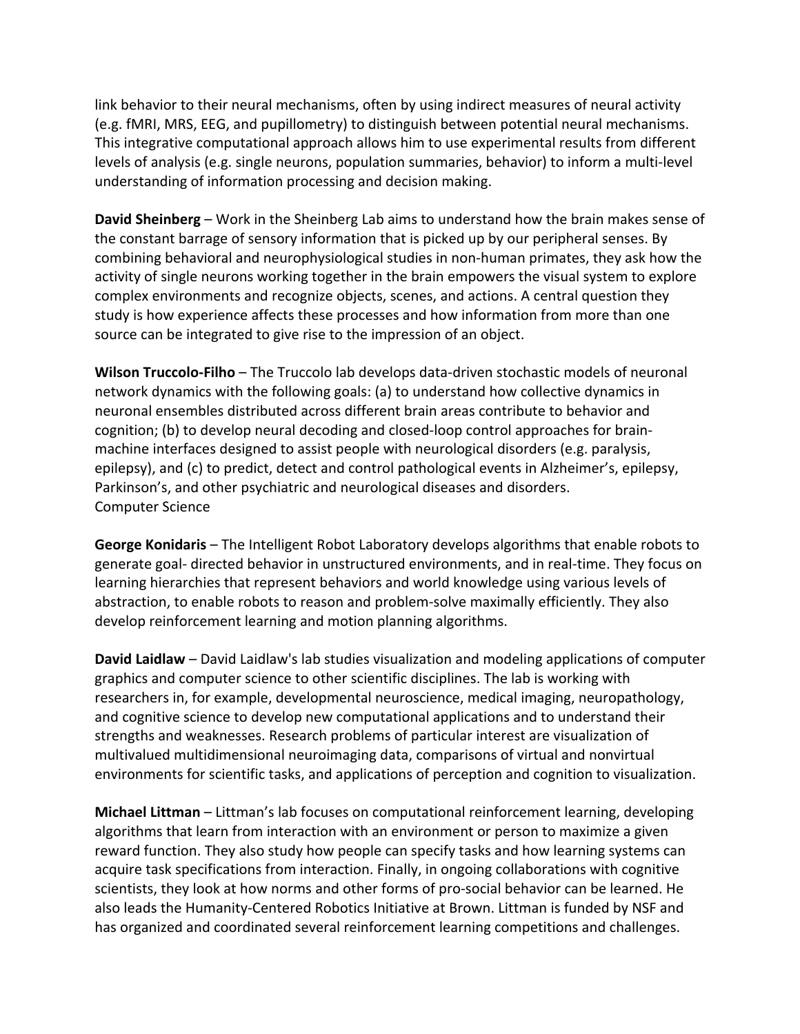link behavior to their neural mechanisms, often by using indirect measures of neural activity (e.g. fMRI, MRS, EEG, and pupillometry) to distinguish between potential neural mechanisms. This integrative computational approach allows him to use experimental results from different levels of analysis (e.g. single neurons, population summaries, behavior) to inform a multi-level understanding of information processing and decision making.

**David Sheinberg** – Work in the Sheinberg Lab aims to understand how the brain makes sense of the constant barrage of sensory information that is picked up by our peripheral senses. By combining behavioral and neurophysiological studies in non-human primates, they ask how the activity of single neurons working together in the brain empowers the visual system to explore complex environments and recognize objects, scenes, and actions. A central question they study is how experience affects these processes and how information from more than one source can be integrated to give rise to the impression of an object.

**Wilson Truccolo-Filho** – The Truccolo lab develops data-driven stochastic models of neuronal network dynamics with the following goals: (a) to understand how collective dynamics in neuronal ensembles distributed across different brain areas contribute to behavior and cognition; (b) to develop neural decoding and closed-loop control approaches for brain-machine interfaces designed to assist people with neurological disorders (e.g. paralysis, epilepsy), and (c) to predict, detect and control pathological events in Alzheimer's, epilepsy, Parkinson's, and other psychiatric and neurological diseases and disorders.

Computer Science

**George Konidaris** – The Intelligent Robot Laboratory develops algorithms that enable robots to generate goal- directed behavior in unstructured environments, and in real-time. They focus on learning hierarchies that represent behaviors and world knowledge using various levels of abstraction, to enable robots to reason and problem-solve maximally efficiently. They also develop reinforcement learning and motion planning algorithms.

**David Laidlaw** – David Laidlaw's lab studies visualization and modeling applications of computer graphics and computer science to other scientific disciplines. The lab is working with researchers in, for example, developmental neuroscience, medical imaging, neuropathology, and cognitive science to develop new computational applications and to understand their strengths and weaknesses. Research problems of particular interest are visualization of multivalued multidimensional neuroimaging data, comparisons of virtual and nonvirtual environments for scientific tasks, and applications of perception and cognition to visualization.

**Michael Littman** – Littman's lab focuses on computational reinforcement learning, developing algorithms that learn from interaction with an environment or person to maximize a given reward function. They also study how people can specify tasks and how learning systems can acquire task specifications from interaction. Finally, in ongoing collaborations with cognitive scientists, they look at how norms and other forms of pro-social behavior can be learned. He also leads the Humanity-Centered Robotics Initiative at Brown. Littman is funded by NSF and has organized and coordinated several reinforcement learning competitions and challenges.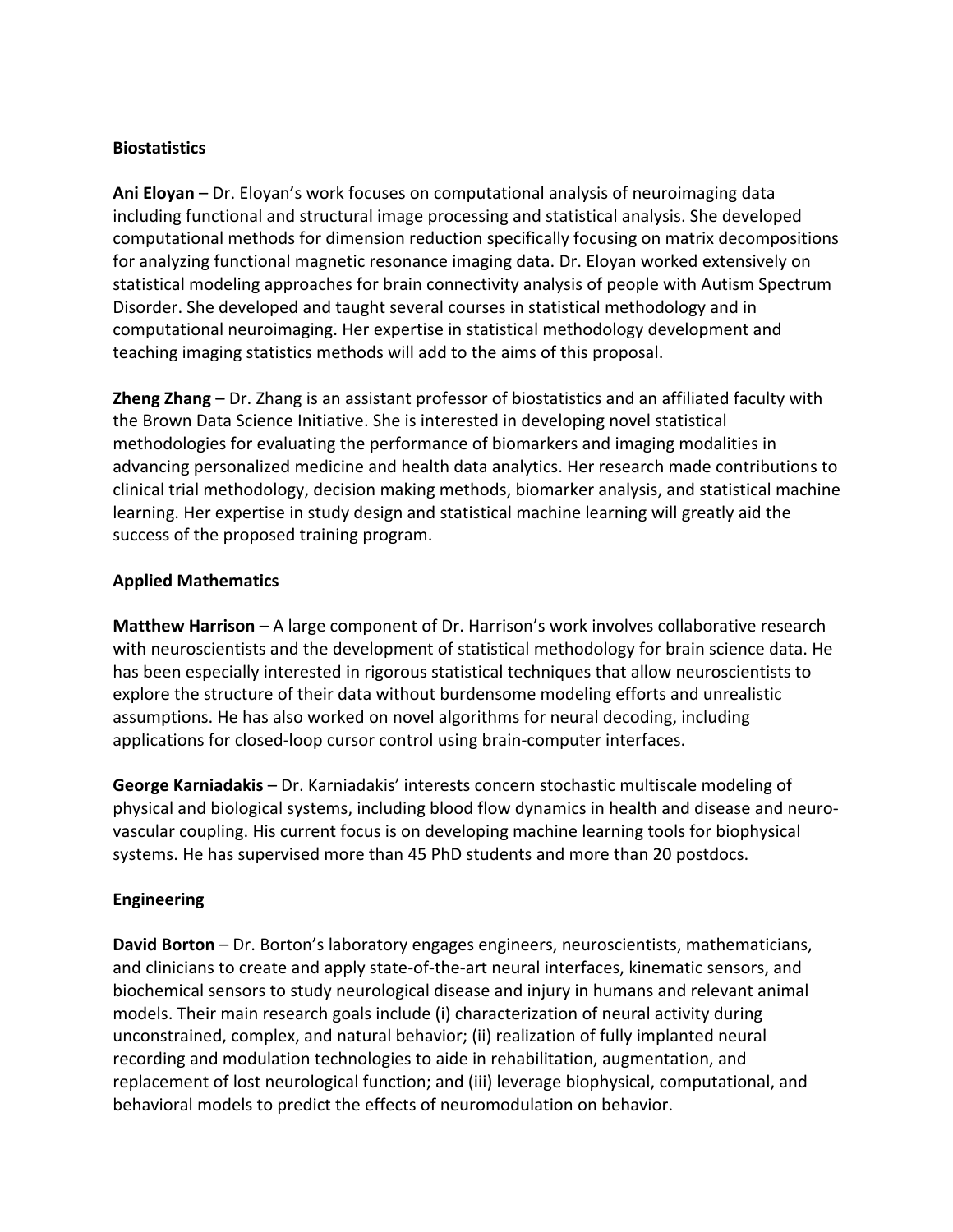**Biostatistics**

**Ani Eloyan** – Dr. Eloyan's work focuses on computational analysis of neuroimaging data including functional and structural image processing and statistical analysis. She developed computational methods for dimension reduction specifically focusing on matrix decompositions for analyzing functional magnetic resonance imaging data. Dr. Eloyan worked extensively on statistical modeling approaches for brain connectivity analysis of people with Autism Spectrum Disorder. She developed and taught several courses in statistical methodology and in computational neuroimaging. Her expertise in statistical methodology development and teaching imaging statistics methods will add to the aims of this proposal.

**Zheng Zhang** – Dr. Zhang is an assistant professor of biostatistics and an affiliated faculty with the Brown Data Science Initiative. She is interested in developing novel statistical methodologies for evaluating the performance of biomarkers and imaging modalities in advancing personalized medicine and health data analytics. Her research made contributions to clinical trial methodology, decision making methods, biomarker analysis, and statistical machine learning. Her expertise in study design and statistical machine learning will greatly aid the success of the proposed training program.

**Applied Mathematics**

**Matthew Harrison** – A large component of Dr. Harrison's work involves collaborative research with neuroscientists and the development of statistical methodology for brain science data. He has been especially interested in rigorous statistical techniques that allow neuroscientists to explore the structure of their data without burdensome modeling efforts and unrealistic assumptions. He has also worked on novel algorithms for neural decoding, including applications for closed-loop cursor control using brain-computer interfaces.

**George Karniadakis** – Dr. Karniadakis' interests concern stochastic multiscale modeling of physical and biological systems, including blood flow dynamics in health and disease and neuro-vascular coupling. His current focus is on developing machine learning tools for biophysical systems. He has supervised more than 45 PhD students and more than 20 postdocs.

**Engineering**

**David Borton** – Dr. Borton's laboratory engages engineers, neuroscientists, mathematicians, and clinicians to create and apply state-of-the-art neural interfaces, kinematic sensors, and biochemical sensors to study neurological disease and injury in humans and relevant animal models. Their main research goals include (i) characterization of neural activity during unconstrained, complex, and natural behavior; (ii) realization of fully implanted neural recording and modulation technologies to aide in rehabilitation, augmentation, and replacement of lost neurological function; and (iii) leverage biophysical, computational, and behavioral models to predict the effects of neuromodulation on behavior.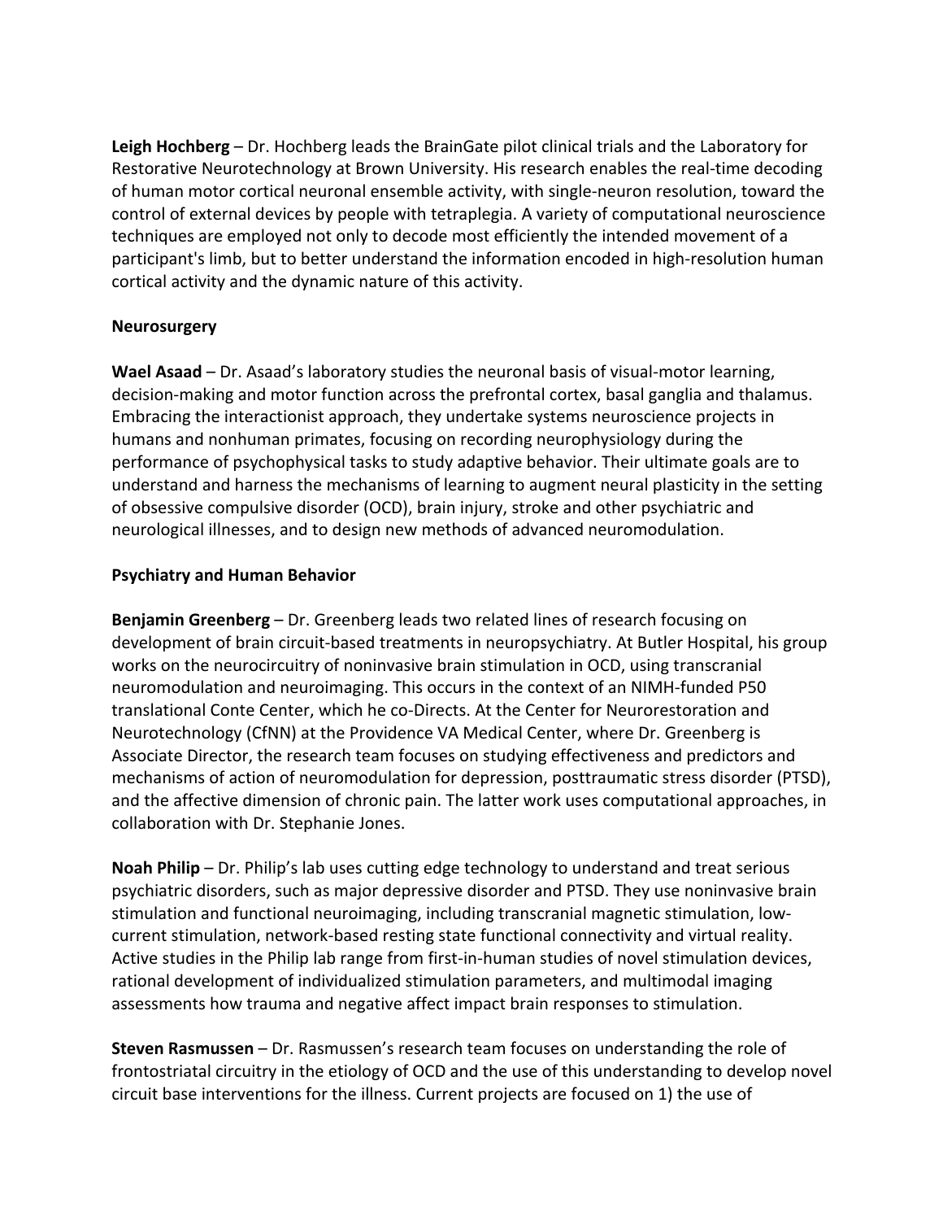**Leigh Hochberg** – Dr. Hochberg leads the BrainGate pilot clinical trials and the Laboratory for Restorative Neurotechnology at Brown University. His research enables the real-time decoding of human motor cortical neuronal ensemble activity, with single-neuron resolution, toward the control of external devices by people with tetraplegia. A variety of computational neuroscience techniques are employed not only to decode most efficiently the intended movement of a participant's limb, but to better understand the information encoded in high-resolution human cortical activity and the dynamic nature of this activity.

**Neurosurgery**

**Wael Asaad** – Dr. Asaad's laboratory studies the neuronal basis of visual-motor learning, decision-making and motor function across the prefrontal cortex, basal ganglia and thalamus. Embracing the interactionist approach, they undertake systems neuroscience projects in humans and nonhuman primates, focusing on recording neurophysiology during the performance of psychophysical tasks to study adaptive behavior. Their ultimate goals are to understand and harness the mechanisms of learning to augment neural plasticity in the setting of obsessive compulsive disorder (OCD), brain injury, stroke and other psychiatric and neurological illnesses, and to design new methods of advanced neuromodulation.

**Psychiatry and Human Behavior**

**Benjamin Greenberg** – Dr. Greenberg leads two related lines of research focusing on development of brain circuit-based treatments in neuropsychiatry. At Butler Hospital, his group works on the neurocircuitry of noninvasive brain stimulation in OCD, using transcranial neuromodulation and neuroimaging. This occurs in the context of an NIMH-funded P50 translational Conte Center, which he co-Directs. At the Center for Neurorestoration and Neurotechnology (CfNN) at the Providence VA Medical Center, where Dr. Greenberg is Associate Director, the research team focuses on studying effectiveness and predictors and mechanisms of action of neuromodulation for depression, posttraumatic stress disorder (PTSD), and the affective dimension of chronic pain. The latter work uses computational approaches, in collaboration with Dr. Stephanie Jones.

**Noah Philip** – Dr. Philip's lab uses cutting edge technology to understand and treat serious psychiatric disorders, such as major depressive disorder and PTSD. They use noninvasive brain stimulation and functional neuroimaging, including transcranial magnetic stimulation, low-current stimulation, network-based resting state functional connectivity and virtual reality. Active studies in the Philip lab range from first-in-human studies of novel stimulation devices, rational development of individualized stimulation parameters, and multimodal imaging assessments how trauma and negative affect impact brain responses to stimulation.

**Steven Rasmussen** – Dr. Rasmussen's research team focuses on understanding the role of frontostriatal circuitry in the etiology of OCD and the use of this understanding to develop novel circuit base interventions for the illness. Current projects are focused on 1) the use of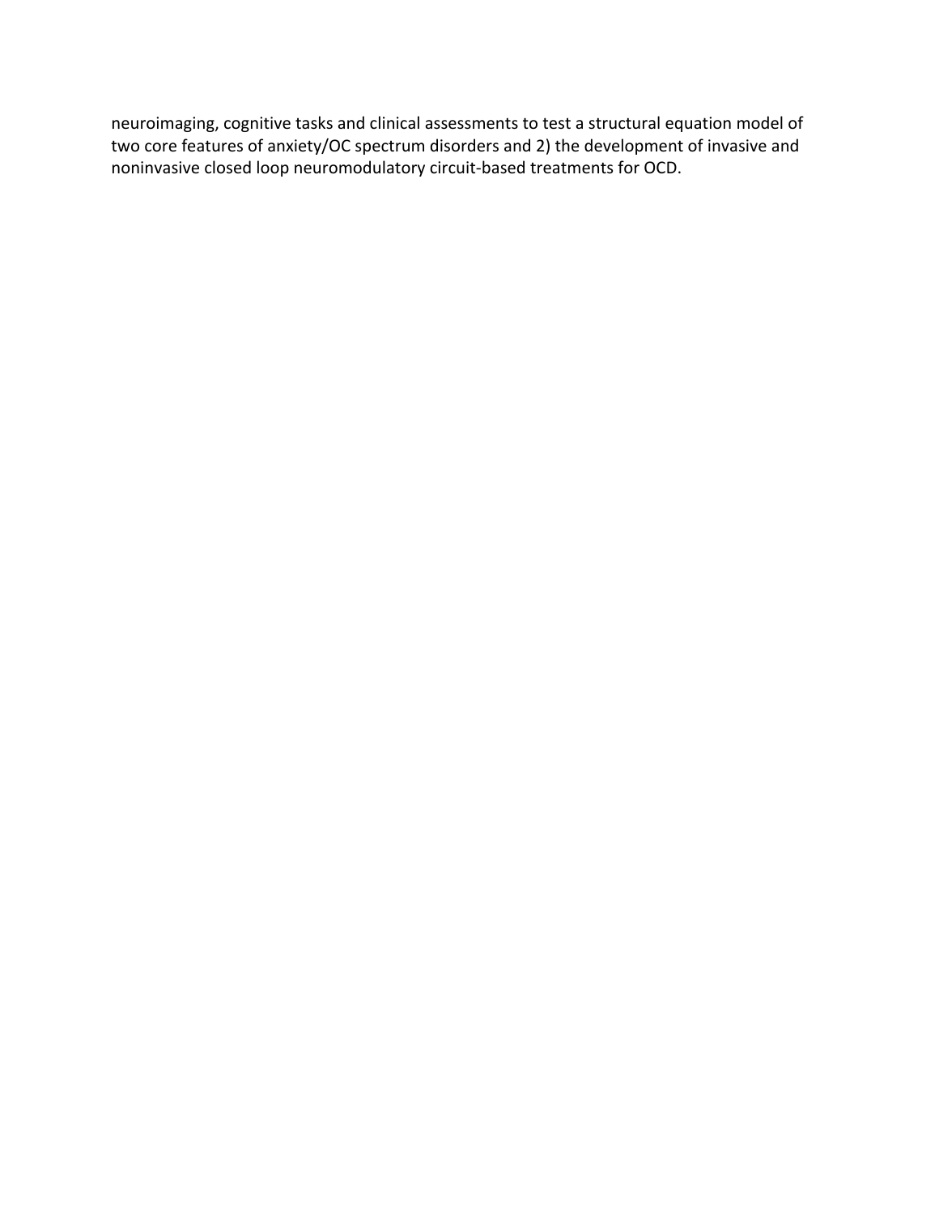neuroimaging, cognitive tasks and clinical assessments to test a structural equation model of two core features of anxiety/OC spectrum disorders and 2) the development of invasive and noninvasive closed loop neuromodulatory circuit-based treatments for OCD.